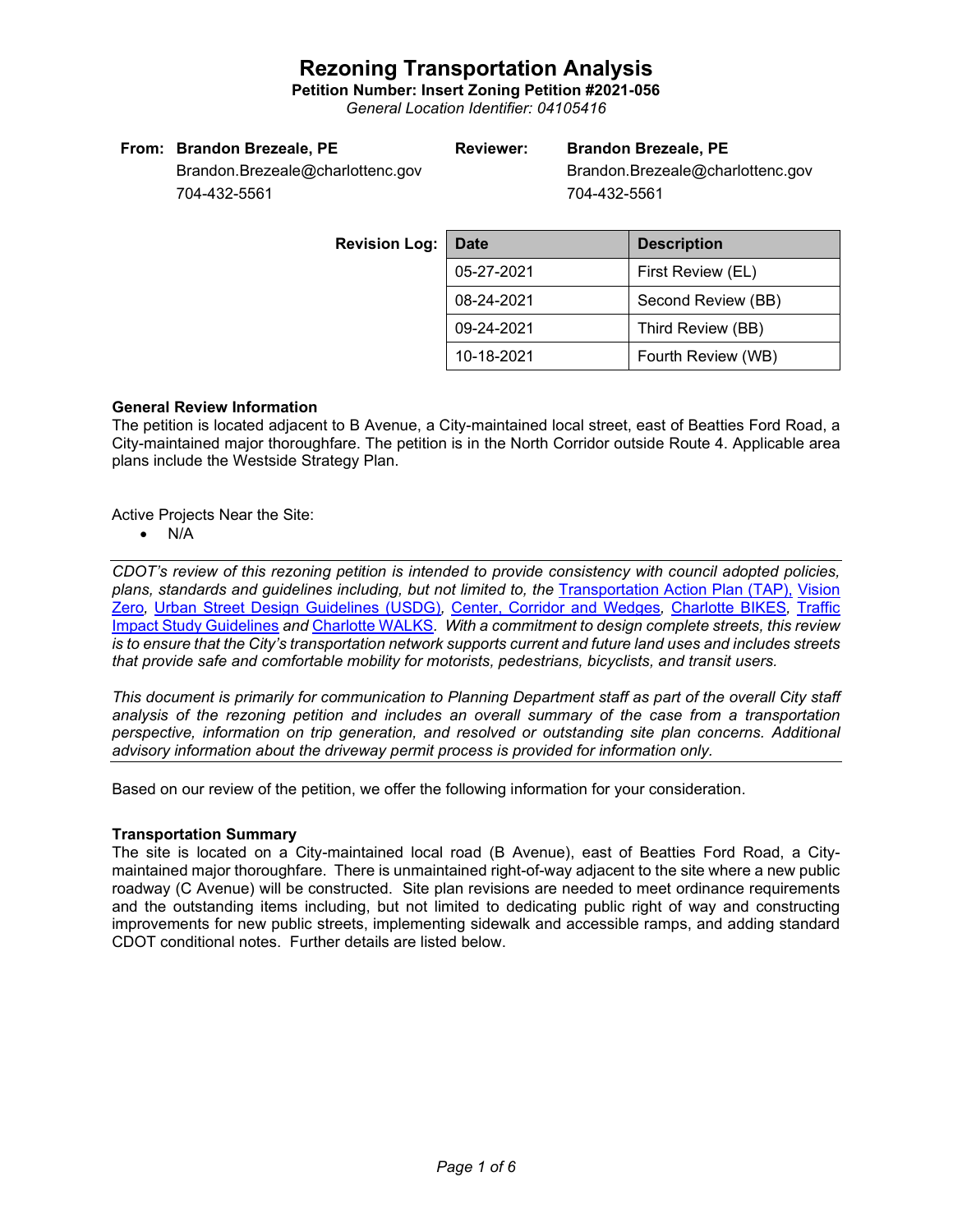# Rezoning Transportation Analysis

**Petition Number: Insert Zoning Petition #2021-056**

*General Location Identifier: 04105416*

**From: Brandon Brezeale, PE**
Brandon.Brezeale@charlottenc.gov
704-432-5561

**Reviewer: Brandon Brezeale, PE**
Brandon.Brezeale@charlottenc.gov
704-432-5561

**Revision Log:**

| Date | Description |
|---|---|
| 05-27-2021 | First Review (EL) |
| 08-24-2021 | Second Review (BB) |
| 09-24-2021 | Third Review (BB) |
| 10-18-2021 | Fourth Review (WB) |

**General Review Information**

The petition is located adjacent to B Avenue, a City-maintained local street, east of Beatties Ford Road, a City-maintained major thoroughfare. The petition is in the North Corridor outside Route 4. Applicable area plans include the Westside Strategy Plan.

Active Projects Near the Site:

- N/A

*CDOT's review of this rezoning petition is intended to provide consistency with council adopted policies, plans, standards and guidelines including, but not limited to, the Transportation Action Plan (TAP), Vision Zero, Urban Street Design Guidelines (USDG), Center, Corridor and Wedges, Charlotte BIKES, Traffic Impact Study Guidelines and Charlotte WALKS. With a commitment to design complete streets, this review is to ensure that the City's transportation network supports current and future land uses and includes streets that provide safe and comfortable mobility for motorists, pedestrians, bicyclists, and transit users.*

*This document is primarily for communication to Planning Department staff as part of the overall City staff analysis of the rezoning petition and includes an overall summary of the case from a transportation perspective, information on trip generation, and resolved or outstanding site plan concerns. Additional advisory information about the driveway permit process is provided for information only.*

Based on our review of the petition, we offer the following information for your consideration.

**Transportation Summary**

The site is located on a City-maintained local road (B Avenue), east of Beatties Ford Road, a City-maintained major thoroughfare. There is unmaintained right-of-way adjacent to the site where a new public roadway (C Avenue) will be constructed. Site plan revisions are needed to meet ordinance requirements and the outstanding items including, but not limited to dedicating public right of way and constructing improvements for new public streets, implementing sidewalk and accessible ramps, and adding standard CDOT conditional notes. Further details are listed below.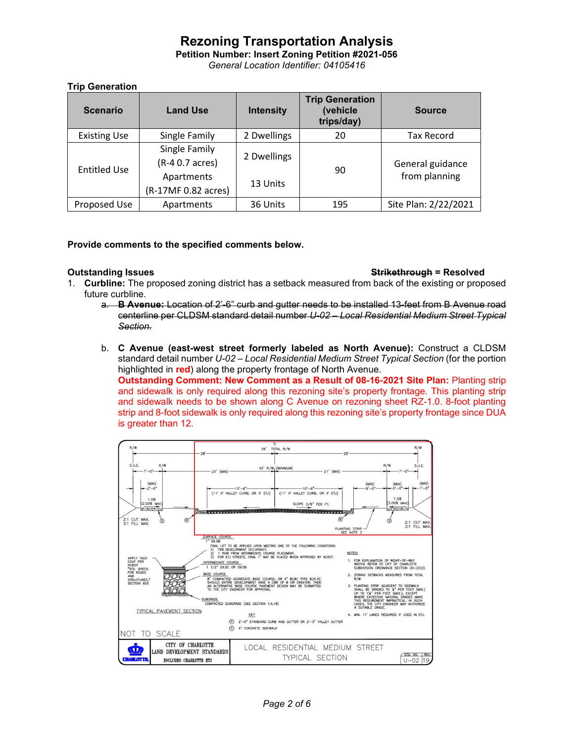# Rezoning Transportation Analysis

**Petition Number: Insert Zoning Petition #2021-056**

*General Location Identifier: 04105416*

### Trip Generation

| Scenario | Land Use | Intensity | Trip Generation (vehicle trips/day) | Source |
|---|---|---|---|---|
| Existing Use | Single Family | 2 Dwellings | 20 | Tax Record |
| Entitled Use | Single Family (R-4 0.7 acres) Apartments (R-17MF 0.82 acres) | 2 Dwellings<br>13 Units | 90 | General guidance from planning |
| Proposed Use | Apartments | 36 Units | 195 | Site Plan: 2/22/2021 |

**Provide comments to the specified comments below.**

**Outstanding Issues** ~~Strikethrough~~ **= Resolved**

1. **Curbline:** The proposed zoning district has a setback measured from back of the existing or proposed future curbline.
   a. ~~**B Avenue:** Location of 2'-6" curb and gutter needs to be installed 13-feet from B Avenue road centerline per CLDSM standard detail number *U-02 – Local Residential Medium Street Typical Section.*~~

   b. **C Avenue (east-west street formerly labeled as North Avenue):** Construct a CLDSM standard detail number *U-02 – Local Residential Medium Street Typical Section* (for the portion highlighted in **red**) along the property frontage of North Avenue.
   **Outstanding Comment: New Comment as a Result of 08-16-2021 Site Plan:** Planting strip and sidewalk is only required along this rezoning site's property frontage. This planting strip and sidewalk needs to be shown along C Avenue on rezoning sheet RZ-1.0. 8-foot planting strip and 8-foot sidewalk is only required along this rezoning site's property frontage since DUA is greater than 12.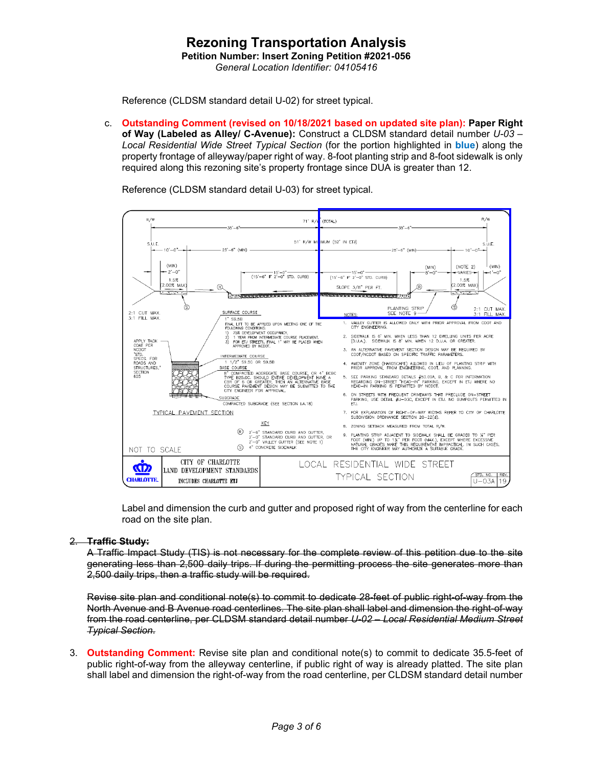Reference (CLDSM standard detail U-02) for street typical.

c. **Outstanding Comment (revised on 10/18/2021 based on updated site plan): Paper Right of Way (Labeled as Alley/ C-Avenue):** Construct a CLDSM standard detail number *U-03 – Local Residential Wide Street Typical Section* (for the portion highlighted in **blue**) along the property frontage of alleyway/paper right of way. 8-foot planting strip and 8-foot sidewalk is only required along this rezoning site's property frontage since DUA is greater than 12.

   Reference (CLDSM standard detail U-03) for street typical.

   Label and dimension the curb and gutter and proposed right of way from the centerline for each road on the site plan.

2. ~~**Traffic Study:**~~

   ~~A Traffic Impact Study (TIS) is not necessary for the complete review of this petition due to the site generating less than 2,500 daily trips. If during the permitting process the site generates more than 2,500 daily trips, then a traffic study will be required.~~

   ~~Revise site plan and conditional note(s) to commit to dedicate 28-feet of public right-of-way from the North Avenue and B Avenue road centerlines. The site plan shall label and dimension the right-of-way from the road centerline, per CLDSM standard detail number *U-02 – Local Residential Medium Street Typical Section*.~~

3. **Outstanding Comment:** Revise site plan and conditional note(s) to commit to dedicate 35.5-feet of public right-of-way from the alleyway centerline, if public right of way is already platted. The site plan shall label and dimension the right-of-way from the road centerline, per CLDSM standard detail number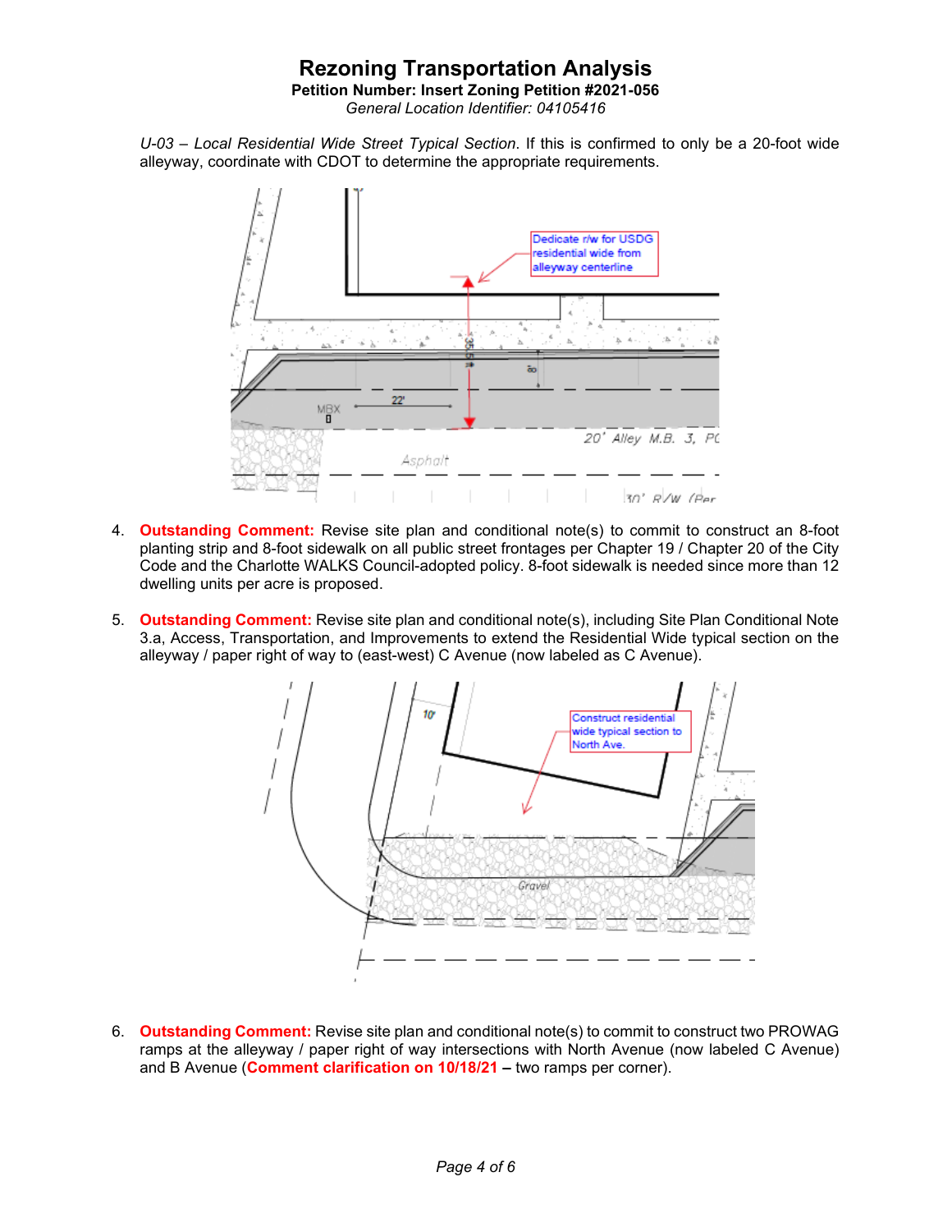U-03 – *Local Residential Wide Street Typical Section*. If this is confirmed to only be a 20-foot wide alleyway, coordinate with CDOT to determine the appropriate requirements.

4. **Outstanding Comment:** Revise site plan and conditional note(s) to commit to construct an 8-foot planting strip and 8-foot sidewalk on all public street frontages per Chapter 19 / Chapter 20 of the City Code and the Charlotte WALKS Council-adopted policy. 8-foot sidewalk is needed since more than 12 dwelling units per acre is proposed.

5. **Outstanding Comment:** Revise site plan and conditional note(s), including Site Plan Conditional Note 3.a, Access, Transportation, and Improvements to extend the Residential Wide typical section on the alleyway / paper right of way to (east-west) C Avenue (now labeled as C Avenue).

6. **Outstanding Comment:** Revise site plan and conditional note(s) to commit to construct two PROWAG ramps at the alleyway / paper right of way intersections with North Avenue (now labeled C Avenue) and B Avenue (**Comment clarification on 10/18/21 –** two ramps per corner).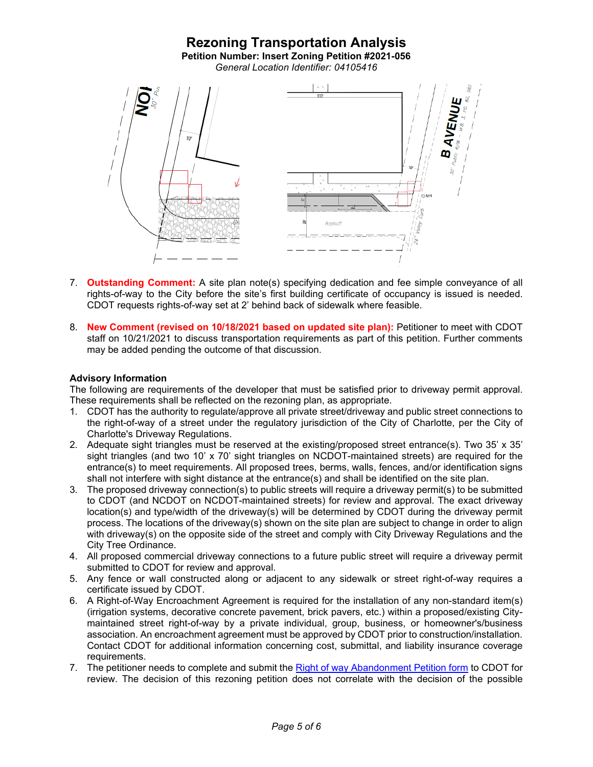# Rezoning Transportation Analysis

**Petition Number: Insert Zoning Petition #2021-056**

*General Location Identifier: 04105416*

7. **Outstanding Comment:** A site plan note(s) specifying dedication and fee simple conveyance of all rights-of-way to the City before the site's first building certificate of occupancy is issued is needed. CDOT requests rights-of-way set at 2' behind back of sidewalk where feasible.

8. **New Comment (revised on 10/18/2021 based on updated site plan):** Petitioner to meet with CDOT staff on 10/21/2021 to discuss transportation requirements as part of this petition. Further comments may be added pending the outcome of that discussion.

**Advisory Information**

The following are requirements of the developer that must be satisfied prior to driveway permit approval. These requirements shall be reflected on the rezoning plan, as appropriate.

1. CDOT has the authority to regulate/approve all private street/driveway and public street connections to the right-of-way of a street under the regulatory jurisdiction of the City of Charlotte, per the City of Charlotte's Driveway Regulations.
2. Adequate sight triangles must be reserved at the existing/proposed street entrance(s). Two 35' x 35' sight triangles (and two 10' x 70' sight triangles on NCDOT-maintained streets) are required for the entrance(s) to meet requirements. All proposed trees, berms, walls, fences, and/or identification signs shall not interfere with sight distance at the entrance(s) and shall be identified on the site plan.
3. The proposed driveway connection(s) to public streets will require a driveway permit(s) to be submitted to CDOT (and NCDOT on NCDOT-maintained streets) for review and approval. The exact driveway location(s) and type/width of the driveway(s) will be determined by CDOT during the driveway permit process. The locations of the driveway(s) shown on the site plan are subject to change in order to align with driveway(s) on the opposite side of the street and comply with City Driveway Regulations and the City Tree Ordinance.
4. All proposed commercial driveway connections to a future public street will require a driveway permit submitted to CDOT for review and approval.
5. Any fence or wall constructed along or adjacent to any sidewalk or street right-of-way requires a certificate issued by CDOT.
6. A Right-of-Way Encroachment Agreement is required for the installation of any non-standard item(s) (irrigation systems, decorative concrete pavement, brick pavers, etc.) within a proposed/existing City-maintained street right-of-way by a private individual, group, business, or homeowner's/business association. An encroachment agreement must be approved by CDOT prior to construction/installation. Contact CDOT for additional information concerning cost, submittal, and liability insurance coverage requirements.
7. The petitioner needs to complete and submit the Right of way Abandonment Petition form to CDOT for review. The decision of this rezoning petition does not correlate with the decision of the possible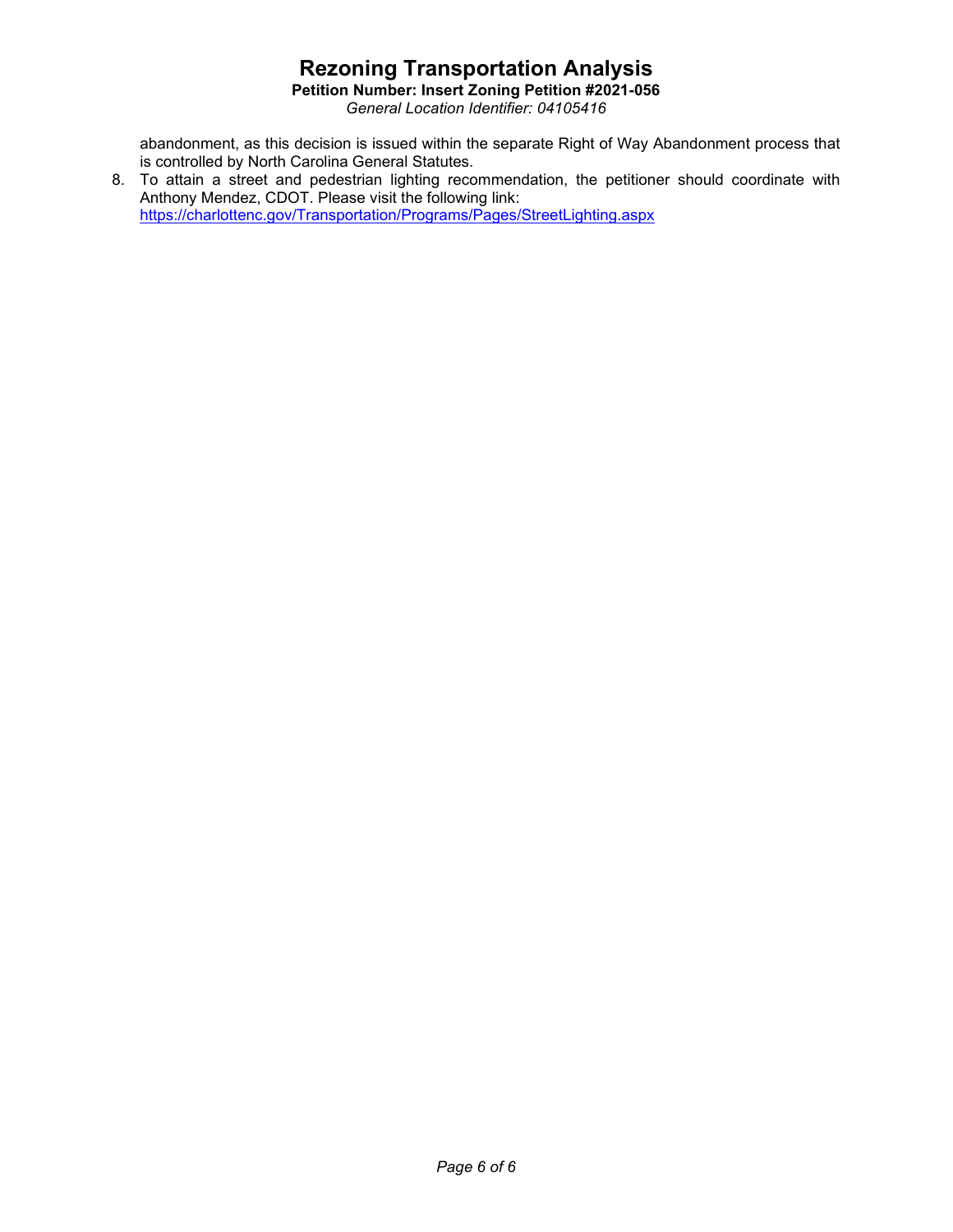abandonment, as this decision is issued within the separate Right of Way Abandonment process that is controlled by North Carolina General Statutes.

8. To attain a street and pedestrian lighting recommendation, the petitioner should coordinate with Anthony Mendez, CDOT. Please visit the following link: https://charlottenc.gov/Transportation/Programs/Pages/StreetLighting.aspx